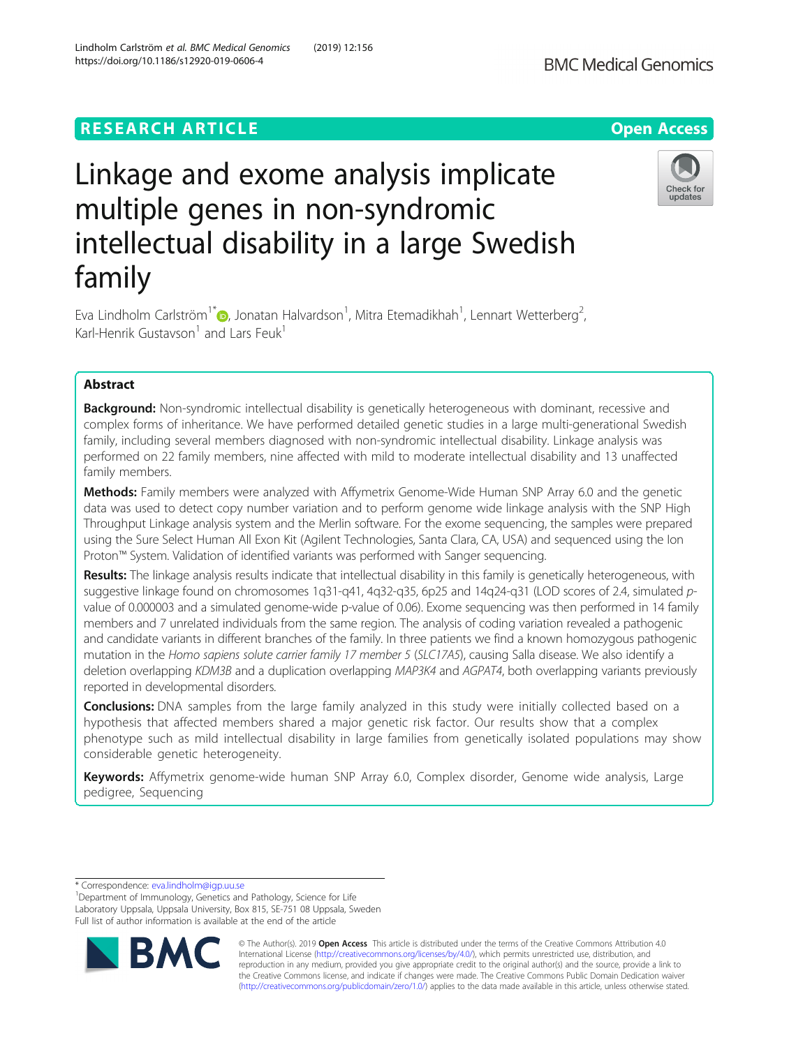RESEARCH ARTICLE

Open Access

# Linkage and exome analysis implicate multiple genes in non-syndromic intellectual disability in a large Swedish family

Eva Lindholm Carlström[1*], Jonatan Halvardson[1], Mitra Etemadikhah[1], Lennart Wetterberg[2], Karl-Henrik Gustavson[1] and Lars Feuk[1]

## Abstract

**Background:** Non-syndromic intellectual disability is genetically heterogeneous with dominant, recessive and complex forms of inheritance. We have performed detailed genetic studies in a large multi-generational Swedish family, including several members diagnosed with non-syndromic intellectual disability. Linkage analysis was performed on 22 family members, nine affected with mild to moderate intellectual disability and 13 unaffected family members.

**Methods:** Family members were analyzed with Affymetrix Genome-Wide Human SNP Array 6.0 and the genetic data was used to detect copy number variation and to perform genome wide linkage analysis with the SNP High Throughput Linkage analysis system and the Merlin software. For the exome sequencing, the samples were prepared using the Sure Select Human All Exon Kit (Agilent Technologies, Santa Clara, CA, USA) and sequenced using the Ion Proton™ System. Validation of identified variants was performed with Sanger sequencing.

**Results:** The linkage analysis results indicate that intellectual disability in this family is genetically heterogeneous, with suggestive linkage found on chromosomes 1q31-q41, 4q32-q35, 6p25 and 14q24-q31 (LOD scores of 2.4, simulated *p*-value of 0.000003 and a simulated genome-wide p-value of 0.06). Exome sequencing was then performed in 14 family members and 7 unrelated individuals from the same region. The analysis of coding variation revealed a pathogenic and candidate variants in different branches of the family. In three patients we find a known homozygous pathogenic mutation in the *Homo sapiens solute carrier family 17 member 5* (*SLC17A5*), causing Salla disease. We also identify a deletion overlapping *KDM3B* and a duplication overlapping *MAP3K4* and *AGPAT4*, both overlapping variants previously reported in developmental disorders.

**Conclusions:** DNA samples from the large family analyzed in this study were initially collected based on a hypothesis that affected members shared a major genetic risk factor. Our results show that a complex phenotype such as mild intellectual disability in large families from genetically isolated populations may show considerable genetic heterogeneity.

**Keywords:** Affymetrix genome-wide human SNP Array 6.0, Complex disorder, Genome wide analysis, Large pedigree, Sequencing

---

* Correspondence: eva.lindholm@igp.uu.se

[1]Department of Immunology, Genetics and Pathology, Science for Life Laboratory Uppsala, Uppsala University, Box 815, SE-751 08 Uppsala, Sweden

Full list of author information is available at the end of the article

© The Author(s). 2019 **Open Access** This article is distributed under the terms of the Creative Commons Attribution 4.0 International License (http://creativecommons.org/licenses/by/4.0/), which permits unrestricted use, distribution, and reproduction in any medium, provided you give appropriate credit to the original author(s) and the source, provide a link to the Creative Commons license, and indicate if changes were made. The Creative Commons Public Domain Dedication waiver (http://creativecommons.org/publicdomain/zero/1.0/) applies to the data made available in this article, unless otherwise stated.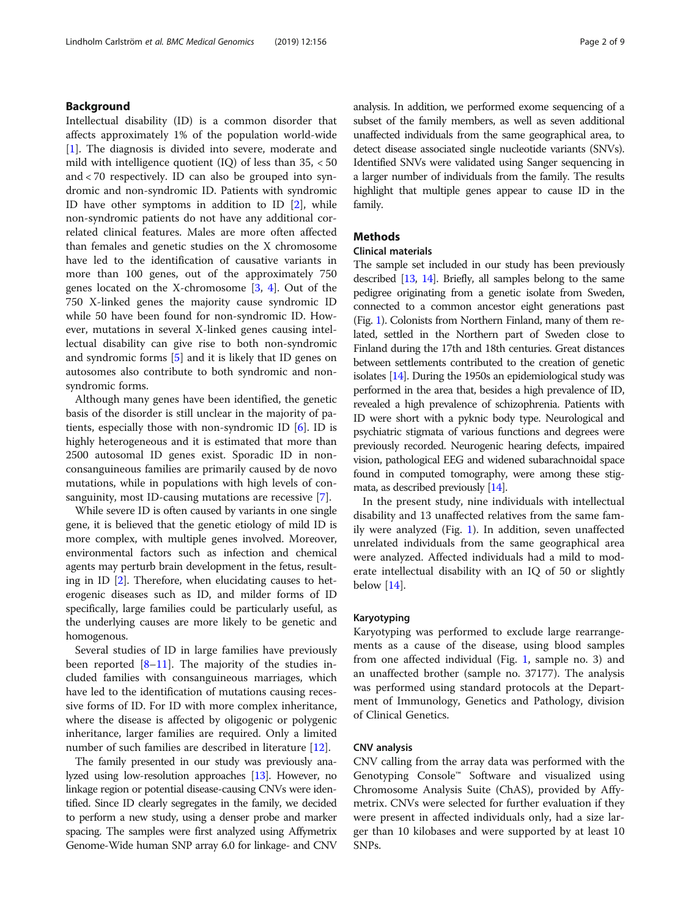## Background

Intellectual disability (ID) is a common disorder that affects approximately 1% of the population world-wide [1]. The diagnosis is divided into severe, moderate and mild with intelligence quotient (IQ) of less than 35, < 50 and < 70 respectively. ID can also be grouped into syndromic and non-syndromic ID. Patients with syndromic ID have other symptoms in addition to ID [2], while non-syndromic patients do not have any additional correlated clinical features. Males are more often affected than females and genetic studies on the X chromosome have led to the identification of causative variants in more than 100 genes, out of the approximately 750 genes located on the X-chromosome [3, 4]. Out of the 750 X-linked genes the majority cause syndromic ID while 50 have been found for non-syndromic ID. However, mutations in several X-linked genes causing intellectual disability can give rise to both non-syndromic and syndromic forms [5] and it is likely that ID genes on autosomes also contribute to both syndromic and non-syndromic forms.

Although many genes have been identified, the genetic basis of the disorder is still unclear in the majority of patients, especially those with non-syndromic ID [6]. ID is highly heterogeneous and it is estimated that more than 2500 autosomal ID genes exist. Sporadic ID in non-consanguineous families are primarily caused by de novo mutations, while in populations with high levels of consanguinity, most ID-causing mutations are recessive [7].

While severe ID is often caused by variants in one single gene, it is believed that the genetic etiology of mild ID is more complex, with multiple genes involved. Moreover, environmental factors such as infection and chemical agents may perturb brain development in the fetus, resulting in ID [2]. Therefore, when elucidating causes to heterogenic diseases such as ID, and milder forms of ID specifically, large families could be particularly useful, as the underlying causes are more likely to be genetic and homogenous.

Several studies of ID in large families have previously been reported [8–11]. The majority of the studies included families with consanguineous marriages, which have led to the identification of mutations causing recessive forms of ID. For ID with more complex inheritance, where the disease is affected by oligogenic or polygenic inheritance, larger families are required. Only a limited number of such families are described in literature [12].

The family presented in our study was previously analyzed using low-resolution approaches [13]. However, no linkage region or potential disease-causing CNVs were identified. Since ID clearly segregates in the family, we decided to perform a new study, using a denser probe and marker spacing. The samples were first analyzed using Affymetrix Genome-Wide human SNP array 6.0 for linkage- and CNV analysis. In addition, we performed exome sequencing of a subset of the family members, as well as seven additional unaffected individuals from the same geographical area, to detect disease associated single nucleotide variants (SNVs). Identified SNVs were validated using Sanger sequencing in a larger number of individuals from the family. The results highlight that multiple genes appear to cause ID in the family.

## Methods

### Clinical materials

The sample set included in our study has been previously described [13, 14]. Briefly, all samples belong to the same pedigree originating from a genetic isolate from Sweden, connected to a common ancestor eight generations past (Fig. 1). Colonists from Northern Finland, many of them related, settled in the Northern part of Sweden close to Finland during the 17th and 18th centuries. Great distances between settlements contributed to the creation of genetic isolates [14]. During the 1950s an epidemiological study was performed in the area that, besides a high prevalence of ID, revealed a high prevalence of schizophrenia. Patients with ID were short with a pyknic body type. Neurological and psychiatric stigmata of various functions and degrees were previously recorded. Neurogenic hearing defects, impaired vision, pathological EEG and widened subarachnoidal space found in computed tomography, were among these stigmata, as described previously [14].

In the present study, nine individuals with intellectual disability and 13 unaffected relatives from the same family were analyzed (Fig. 1). In addition, seven unaffected unrelated individuals from the same geographical area were analyzed. Affected individuals had a mild to moderate intellectual disability with an IQ of 50 or slightly below [14].

### Karyotyping

Karyotyping was performed to exclude large rearrangements as a cause of the disease, using blood samples from one affected individual (Fig. 1, sample no. 3) and an unaffected brother (sample no. 37177). The analysis was performed using standard protocols at the Department of Immunology, Genetics and Pathology, division of Clinical Genetics.

### CNV analysis

CNV calling from the array data was performed with the Genotyping Console™ Software and visualized using Chromosome Analysis Suite (ChAS), provided by Affymetrix. CNVs were selected for further evaluation if they were present in affected individuals only, had a size larger than 10 kilobases and were supported by at least 10 SNPs.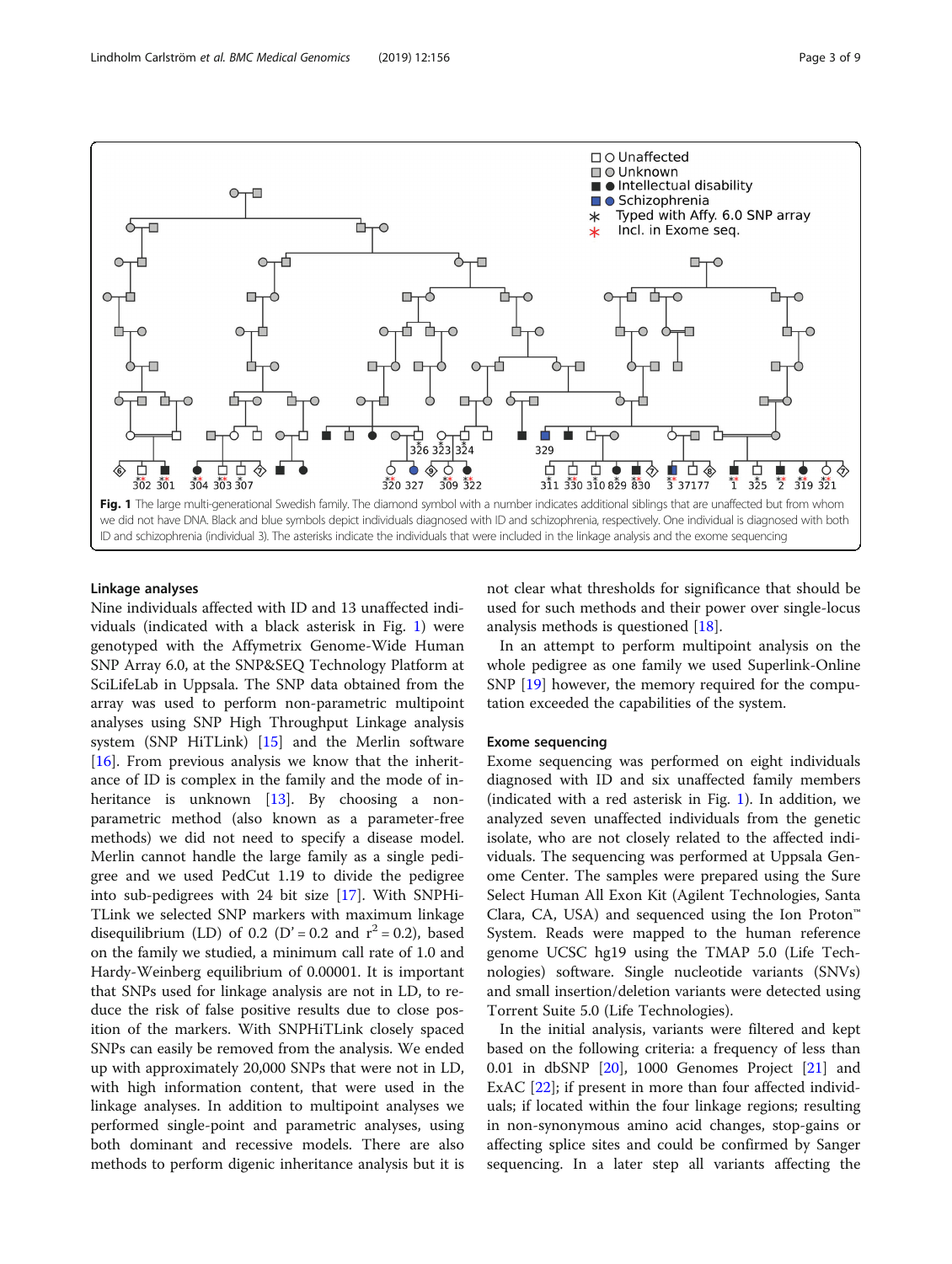**Fig. 1** The large multi-generational Swedish family. The diamond symbol with a number indicates additional siblings that are unaffected but from whom we did not have DNA. Black and blue symbols depict individuals diagnosed with ID and schizophrenia, respectively. One individual is diagnosed with both ID and schizophrenia (individual 3). The asterisks indicate the individuals that were included in the linkage analysis and the exome sequencing

### Linkage analyses

Nine individuals affected with ID and 13 unaffected individuals (indicated with a black asterisk in Fig. 1) were genotyped with the Affymetrix Genome-Wide Human SNP Array 6.0, at the SNP&SEQ Technology Platform at SciLifeLab in Uppsala. The SNP data obtained from the array was used to perform non-parametric multipoint analyses using SNP High Throughput Linkage analysis system (SNP HiTLink) [15] and the Merlin software [16]. From previous analysis we know that the inheritance of ID is complex in the family and the mode of inheritance is unknown [13]. By choosing a non-parametric method (also known as a parameter-free methods) we did not need to specify a disease model. Merlin cannot handle the large family as a single pedigree and we used PedCut 1.19 to divide the pedigree into sub-pedigrees with 24 bit size [17]. With SNPHiTLink we selected SNP markers with maximum linkage disequilibrium (LD) of 0.2 (D' = 0.2 and $r^2 = 0.2$), based on the family we studied, a minimum call rate of 1.0 and Hardy-Weinberg equilibrium of 0.00001. It is important that SNPs used for linkage analysis are not in LD, to reduce the risk of false positive results due to close position of the markers. With SNPHiTLink closely spaced SNPs can easily be removed from the analysis. We ended up with approximately 20,000 SNPs that were not in LD, with high information content, that were used in the linkage analyses. In addition to multipoint analyses we performed single-point and parametric analyses, using both dominant and recessive models. There are also methods to perform digenic inheritance analysis but it is not clear what thresholds for significance that should be used for such methods and their power over single-locus analysis methods is questioned [18].

In an attempt to perform multipoint analysis on the whole pedigree as one family we used Superlink-Online SNP [19] however, the memory required for the computation exceeded the capabilities of the system.

### Exome sequencing

Exome sequencing was performed on eight individuals diagnosed with ID and six unaffected family members (indicated with a red asterisk in Fig. 1). In addition, we analyzed seven unaffected individuals from the genetic isolate, who are not closely related to the affected individuals. The sequencing was performed at Uppsala Genome Center. The samples were prepared using the Sure Select Human All Exon Kit (Agilent Technologies, Santa Clara, CA, USA) and sequenced using the Ion Proton™ System. Reads were mapped to the human reference genome UCSC hg19 using the TMAP 5.0 (Life Technologies) software. Single nucleotide variants (SNVs) and small insertion/deletion variants were detected using Torrent Suite 5.0 (Life Technologies).

In the initial analysis, variants were filtered and kept based on the following criteria: a frequency of less than 0.01 in dbSNP [20], 1000 Genomes Project [21] and ExAC [22]; if present in more than four affected individuals; if located within the four linkage regions; resulting in non-synonymous amino acid changes, stop-gains or affecting splice sites and could be confirmed by Sanger sequencing. In a later step all variants affecting the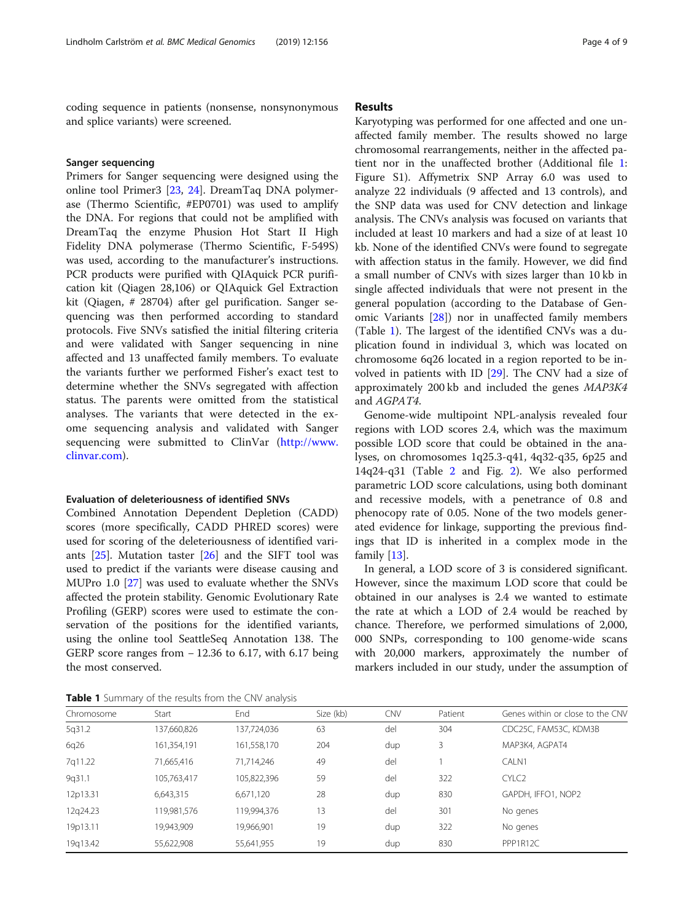coding sequence in patients (nonsense, nonsynonymous and splice variants) were screened.

### Sanger sequencing

Primers for Sanger sequencing were designed using the online tool Primer3 [23, 24]. DreamTaq DNA polymerase (Thermo Scientific, #EP0701) was used to amplify the DNA. For regions that could not be amplified with DreamTaq the enzyme Phusion Hot Start II High Fidelity DNA polymerase (Thermo Scientific, F-549S) was used, according to the manufacturer's instructions. PCR products were purified with QIAquick PCR purification kit (Qiagen 28,106) or QIAquick Gel Extraction kit (Qiagen, # 28704) after gel purification. Sanger sequencing was then performed according to standard protocols. Five SNVs satisfied the initial filtering criteria and were validated with Sanger sequencing in nine affected and 13 unaffected family members. To evaluate the variants further we performed Fisher's exact test to determine whether the SNVs segregated with affection status. The parents were omitted from the statistical analyses. The variants that were detected in the exome sequencing analysis and validated with Sanger sequencing were submitted to ClinVar (http://www.clinvar.com).

### Evaluation of deleteriousness of identified SNVs

Combined Annotation Dependent Depletion (CADD) scores (more specifically, CADD PHRED scores) were used for scoring of the deleteriousness of identified variants [25]. Mutation taster [26] and the SIFT tool was used to predict if the variants were disease causing and MUPro 1.0 [27] was used to evaluate whether the SNVs affected the protein stability. Genomic Evolutionary Rate Profiling (GERP) scores were used to estimate the conservation of the positions for the identified variants, using the online tool SeattleSeq Annotation 138. The GERP score ranges from − 12.36 to 6.17, with 6.17 being the most conserved.

## Results

Karyotyping was performed for one affected and one unaffected family member. The results showed no large chromosomal rearrangements, neither in the affected patient nor in the unaffected brother (Additional file 1: Figure S1). Affymetrix SNP Array 6.0 was used to analyze 22 individuals (9 affected and 13 controls), and the SNP data was used for CNV detection and linkage analysis. The CNVs analysis was focused on variants that included at least 10 markers and had a size of at least 10 kb. None of the identified CNVs were found to segregate with affection status in the family. However, we did find a small number of CNVs with sizes larger than 10 kb in single affected individuals that were not present in the general population (according to the Database of Genomic Variants [28]) nor in unaffected family members (Table 1). The largest of the identified CNVs was a duplication found in individual 3, which was located on chromosome 6q26 located in a region reported to be involved in patients with ID [29]. The CNV had a size of approximately 200 kb and included the genes *MAP3K4* and *AGPAT4*.

Genome-wide multipoint NPL-analysis revealed four regions with LOD scores 2.4, which was the maximum possible LOD score that could be obtained in the analyses, on chromosomes 1q25.3-q41, 4q32-q35, 6p25 and 14q24-q31 (Table 2 and Fig. 2). We also performed parametric LOD score calculations, using both dominant and recessive models, with a penetrance of 0.8 and phenocopy rate of 0.05. None of the two models generated evidence for linkage, supporting the previous findings that ID is inherited in a complex mode in the family [13].

In general, a LOD score of 3 is considered significant. However, since the maximum LOD score that could be obtained in our analyses is 2.4 we wanted to estimate the rate at which a LOD of 2.4 would be reached by chance. Therefore, we performed simulations of 2,000,000 SNPs, corresponding to 100 genome-wide scans with 20,000 markers, approximately the number of markers included in our study, under the assumption of

**Table 1** Summary of the results from the CNV analysis

| Chromosome | Start | End | Size (kb) | CNV | Patient | Genes within or close to the CNV |
|---|---|---|---|---|---|---|
| 5q31.2 | 137,660,826 | 137,724,036 | 63 | del | 304 | CDC25C, FAM53C, KDM3B |
| 6q26 | 161,354,191 | 161,558,170 | 204 | dup | 3 | MAP3K4, AGPAT4 |
| 7q11.22 | 71,665,416 | 71,714,246 | 49 | del | 1 | CALN1 |
| 9q31.1 | 105,763,417 | 105,822,396 | 59 | del | 322 | CYLC2 |
| 12p13.31 | 6,643,315 | 6,671,120 | 28 | dup | 830 | GAPDH, IFFO1, NOP2 |
| 12q24.23 | 119,981,576 | 119,994,376 | 13 | del | 301 | No genes |
| 19p13.11 | 19,943,909 | 19,966,901 | 19 | dup | 322 | No genes |
| 19q13.42 | 55,622,908 | 55,641,955 | 19 | dup | 830 | PPP1R12C |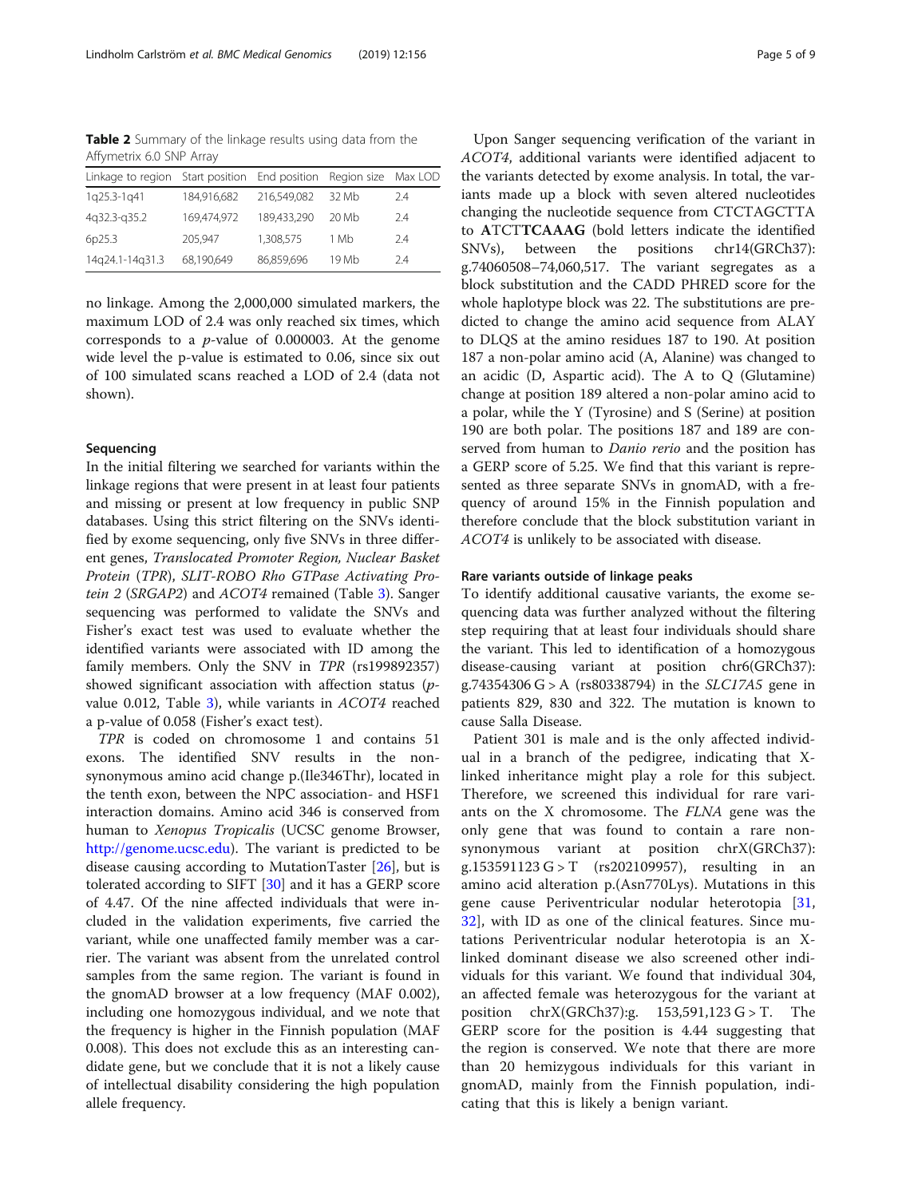**Table 2** Summary of the linkage results using data from the Affymetrix 6.0 SNP Array

| Linkage to region | Start position | End position | Region size | Max LOD |
|---|---|---|---|---|
| 1q25.3-1q41 | 184,916,682 | 216,549,082 | 32 Mb | 2.4 |
| 4q32.3-q35.2 | 169,474,972 | 189,433,290 | 20 Mb | 2.4 |
| 6p25.3 | 205,947 | 1,308,575 | 1 Mb | 2.4 |
| 14q24.1-14q31.3 | 68,190,649 | 86,859,696 | 19 Mb | 2.4 |

no linkage. Among the 2,000,000 simulated markers, the maximum LOD of 2.4 was only reached six times, which corresponds to a *p*-value of 0.000003. At the genome wide level the p-value is estimated to 0.06, since six out of 100 simulated scans reached a LOD of 2.4 (data not shown).

### Sequencing

In the initial filtering we searched for variants within the linkage regions that were present in at least four patients and missing or present at low frequency in public SNP databases. Using this strict filtering on the SNVs identified by exome sequencing, only five SNVs in three different genes, *Translocated Promoter Region, Nuclear Basket Protein* (*TPR*), *SLIT-ROBO Rho GTPase Activating Protein 2* (*SRGAP2*) and *ACOT4* remained (Table 3). Sanger sequencing was performed to validate the SNVs and Fisher's exact test was used to evaluate whether the identified variants were associated with ID among the family members. Only the SNV in *TPR* (rs199892357) showed significant association with affection status (*p*-value 0.012, Table 3), while variants in *ACOT4* reached a p-value of 0.058 (Fisher's exact test).

*TPR* is coded on chromosome 1 and contains 51 exons. The identified SNV results in the non-synonymous amino acid change p.(Ile346Thr), located in the tenth exon, between the NPC association- and HSF1 interaction domains. Amino acid 346 is conserved from human to *Xenopus Tropicalis* (UCSC genome Browser, http://genome.ucsc.edu). The variant is predicted to be disease causing according to MutationTaster [26], but is tolerated according to SIFT [30] and it has a GERP score of 4.47. Of the nine affected individuals that were included in the validation experiments, five carried the variant, while one unaffected family member was a carrier. The variant was absent from the unrelated control samples from the same region. The variant is found in the gnomAD browser at a low frequency (MAF 0.002), including one homozygous individual, and we note that the frequency is higher in the Finnish population (MAF 0.008). This does not exclude this as an interesting candidate gene, but we conclude that it is not a likely cause of intellectual disability considering the high population allele frequency.

Upon Sanger sequencing verification of the variant in *ACOT4*, additional variants were identified adjacent to the variants detected by exome analysis. In total, the variants made up a block with seven altered nucleotides changing the nucleotide sequence from CTCTAGCTTA to **A**TCT**TCAAAG** (bold letters indicate the identified SNVs), between the positions chr14(GRCh37): g.74060508–74,060,517. The variant segregates as a block substitution and the CADD PHRED score for the whole haplotype block was 22. The substitutions are predicted to change the amino acid sequence from ALAY to DLQS at the amino residues 187 to 190. At position 187 a non-polar amino acid (A, Alanine) was changed to an acidic (D, Aspartic acid). The A to Q (Glutamine) change at position 189 altered a non-polar amino acid to a polar, while the Y (Tyrosine) and S (Serine) at position 190 are both polar. The positions 187 and 189 are conserved from human to *Danio rerio* and the position has a GERP score of 5.25. We find that this variant is represented as three separate SNVs in gnomAD, with a frequency of around 15% in the Finnish population and therefore conclude that the block substitution variant in *ACOT4* is unlikely to be associated with disease.

### Rare variants outside of linkage peaks

To identify additional causative variants, the exome sequencing data was further analyzed without the filtering step requiring that at least four individuals should share the variant. This led to identification of a homozygous disease-causing variant at position chr6(GRCh37): g.74354306 G > A (rs80338794) in the *SLC17A5* gene in patients 829, 830 and 322. The mutation is known to cause Salla Disease.

Patient 301 is male and is the only affected individual in a branch of the pedigree, indicating that X-linked inheritance might play a role for this subject. Therefore, we screened this individual for rare variants on the X chromosome. The *FLNA* gene was the only gene that was found to contain a rare non-synonymous variant at position chrX(GRCh37): g.153591123 G > T (rs202109957), resulting in an amino acid alteration p.(Asn770Lys). Mutations in this gene cause Periventricular nodular heterotopia [31, 32], with ID as one of the clinical features. Since mutations Periventricular nodular heterotopia is an X-linked dominant disease we also screened other individuals for this variant. We found that individual 304, an affected female was heterozygous for the variant at position chrX(GRCh37):g. 153,591,123 G > T. The GERP score for the position is 4.44 suggesting that the region is conserved. We note that there are more than 20 hemizygous individuals for this variant in gnomAD, mainly from the Finnish population, indicating that this is likely a benign variant.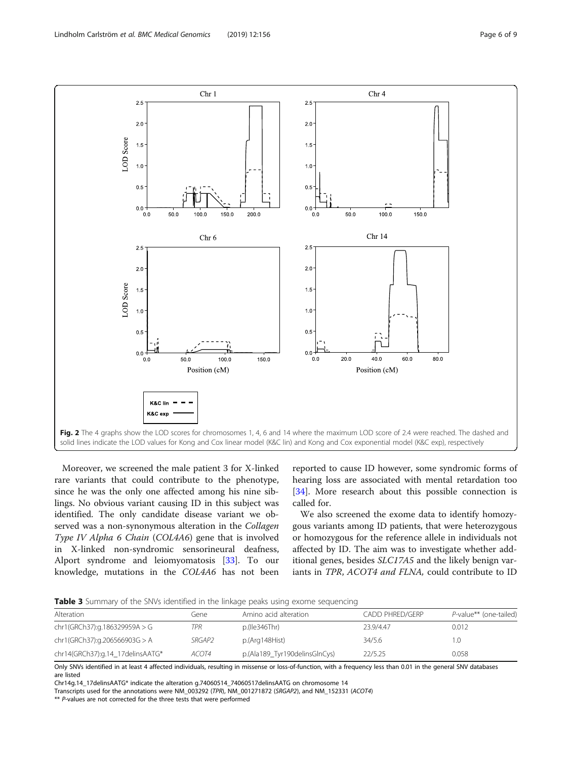**Fig. 2** The 4 graphs show the LOD scores for chromosomes 1, 4, 6 and 14 where the maximum LOD score of 2.4 were reached. The dashed and solid lines indicate the LOD values for Kong and Cox linear model (K&C lin) and Kong and Cox exponential model (K&C exp), respectively

Moreover, we screened the male patient 3 for X-linked rare variants that could contribute to the phenotype, since he was the only one affected among his nine siblings. No obvious variant causing ID in this subject was identified. The only candidate disease variant we observed was a non-synonymous alteration in the *Collagen Type IV Alpha 6 Chain* (*COL4A6*) gene that is involved in X-linked non-syndromic sensorineural deafness, Alport syndrome and leiomyomatosis [33]. To our knowledge, mutations in the *COL4A6* has not been reported to cause ID however, some syndromic forms of hearing loss are associated with mental retardation too [34]. More research about this possible connection is called for.

We also screened the exome data to identify homozygous variants among ID patients, that were heterozygous or homozygous for the reference allele in individuals not affected by ID. The aim was to investigate whether additional genes, besides *SLC17A5* and the likely benign variants in *TPR*, *ACOT4 and FLNA,* could contribute to ID

**Table 3** Summary of the SNVs identified in the linkage peaks using exome sequencing

| Alteration | Gene | Amino acid alteration | CADD PHRED/GERP | *P*-value** (one-tailed) |
|---|---|---|---|---|
| chr1(GRCh37):g.186329959A > G | *TPR* | p.(Ile346Thr) | 23.9/4.47 | 0.012 |
| chr1(GRCh37):g.206566903G > A | *SRGAP2* | p.(Arg148Hist) | 34/5.6 | 1.0 |
| chr14(GRCh37):g.14_17delinsAATG* | *ACOT4* | p.(Ala189_Tyr190delinsGlnCys) | 22/5.25 | 0.058 |

Only SNVs identified in at least 4 affected individuals, resulting in missense or loss-of-function, with a frequency less than 0.01 in the general SNV databases are listed

Chr14g.14_17delinsAATG* indicate the alteration g.74060514_74060517delinsAATG on chromosome 14

Transcripts used for the annotations were NM_003292 (*TPR*), NM_001271872 (*SRGAP2*), and NM_152331 (*ACOT4*)

** *P*-values are not corrected for the three tests that were performed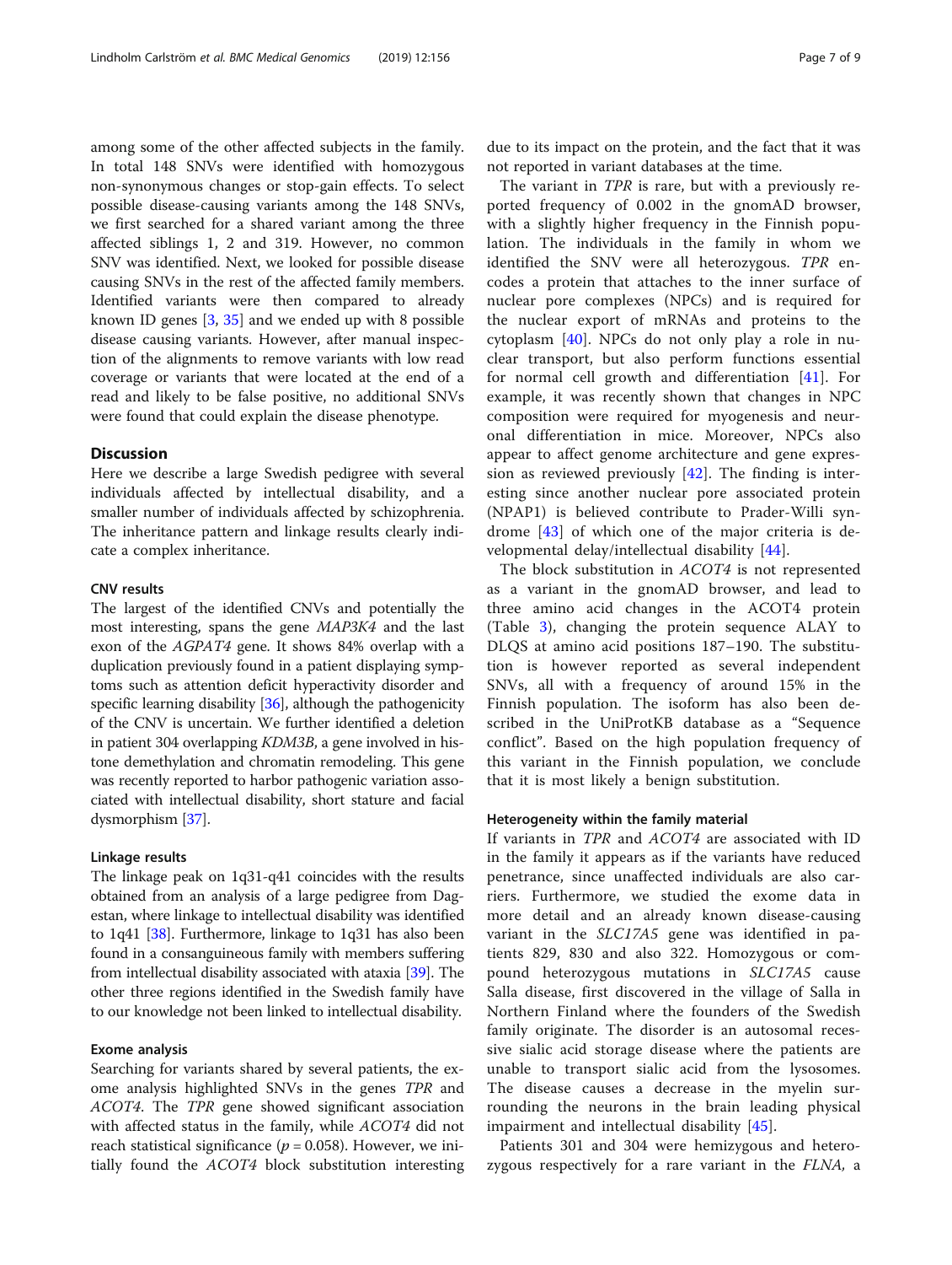among some of the other affected subjects in the family. In total 148 SNVs were identified with homozygous non-synonymous changes or stop-gain effects. To select possible disease-causing variants among the 148 SNVs, we first searched for a shared variant among the three affected siblings 1, 2 and 319. However, no common SNV was identified. Next, we looked for possible disease causing SNVs in the rest of the affected family members. Identified variants were then compared to already known ID genes [3, 35] and we ended up with 8 possible disease causing variants. However, after manual inspection of the alignments to remove variants with low read coverage or variants that were located at the end of a read and likely to be false positive, no additional SNVs were found that could explain the disease phenotype.

## Discussion

Here we describe a large Swedish pedigree with several individuals affected by intellectual disability, and a smaller number of individuals affected by schizophrenia. The inheritance pattern and linkage results clearly indicate a complex inheritance.

### CNV results

The largest of the identified CNVs and potentially the most interesting, spans the gene *MAP3K4* and the last exon of the *AGPAT4* gene. It shows 84% overlap with a duplication previously found in a patient displaying symptoms such as attention deficit hyperactivity disorder and specific learning disability [36], although the pathogenicity of the CNV is uncertain. We further identified a deletion in patient 304 overlapping *KDM3B*, a gene involved in histone demethylation and chromatin remodeling. This gene was recently reported to harbor pathogenic variation associated with intellectual disability, short stature and facial dysmorphism [37].

### Linkage results

The linkage peak on 1q31-q41 coincides with the results obtained from an analysis of a large pedigree from Dagestan, where linkage to intellectual disability was identified to 1q41 [38]. Furthermore, linkage to 1q31 has also been found in a consanguineous family with members suffering from intellectual disability associated with ataxia [39]. The other three regions identified in the Swedish family have to our knowledge not been linked to intellectual disability.

### Exome analysis

Searching for variants shared by several patients, the exome analysis highlighted SNVs in the genes *TPR* and *ACOT4*. The *TPR* gene showed significant association with affected status in the family, while *ACOT4* did not reach statistical significance ($p = 0.058$). However, we initially found the *ACOT4* block substitution interesting due to its impact on the protein, and the fact that it was not reported in variant databases at the time.

The variant in *TPR* is rare, but with a previously reported frequency of 0.002 in the gnomAD browser, with a slightly higher frequency in the Finnish population. The individuals in the family in whom we identified the SNV were all heterozygous. *TPR* encodes a protein that attaches to the inner surface of nuclear pore complexes (NPCs) and is required for the nuclear export of mRNAs and proteins to the cytoplasm [40]. NPCs do not only play a role in nuclear transport, but also perform functions essential for normal cell growth and differentiation [41]. For example, it was recently shown that changes in NPC composition were required for myogenesis and neuronal differentiation in mice. Moreover, NPCs also appear to affect genome architecture and gene expression as reviewed previously [42]. The finding is interesting since another nuclear pore associated protein (NPAP1) is believed contribute to Prader-Willi syndrome [43] of which one of the major criteria is developmental delay/intellectual disability [44].

The block substitution in *ACOT4* is not represented as a variant in the gnomAD browser, and lead to three amino acid changes in the ACOT4 protein (Table 3), changing the protein sequence ALAY to DLQS at amino acid positions 187–190. The substitution is however reported as several independent SNVs, all with a frequency of around 15% in the Finnish population. The isoform has also been described in the UniProtKB database as a "Sequence conflict". Based on the high population frequency of this variant in the Finnish population, we conclude that it is most likely a benign substitution.

### Heterogeneity within the family material

If variants in *TPR* and *ACOT4* are associated with ID in the family it appears as if the variants have reduced penetrance, since unaffected individuals are also carriers. Furthermore, we studied the exome data in more detail and an already known disease-causing variant in the *SLC17A5* gene was identified in patients 829, 830 and also 322. Homozygous or compound heterozygous mutations in *SLC17A5* cause Salla disease, first discovered in the village of Salla in Northern Finland where the founders of the Swedish family originate. The disorder is an autosomal recessive sialic acid storage disease where the patients are unable to transport sialic acid from the lysosomes. The disease causes a decrease in the myelin surrounding the neurons in the brain leading physical impairment and intellectual disability [45].

Patients 301 and 304 were hemizygous and heterozygous respectively for a rare variant in the *FLNA*, a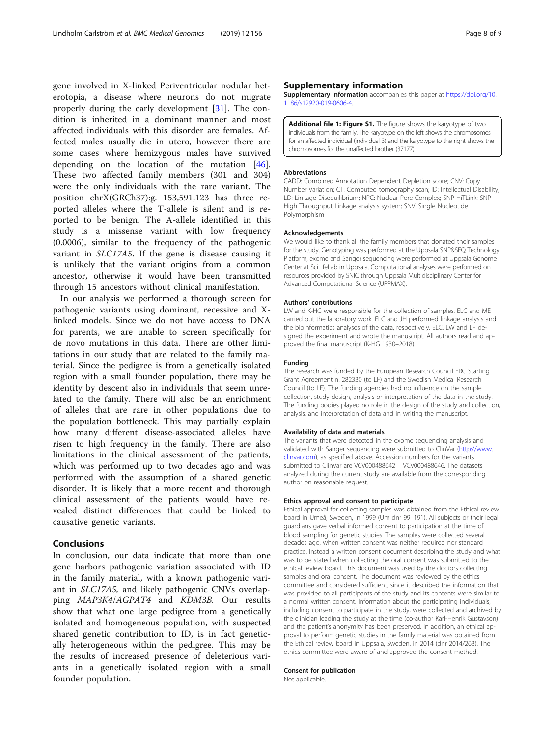gene involved in X-linked Periventricular nodular heterotopia, a disease where neurons do not migrate properly during the early development [31]. The condition is inherited in a dominant manner and most affected individuals with this disorder are females. Affected males usually die in utero, however there are some cases where hemizygous males have survived depending on the location of the mutation [46]. These two affected family members (301 and 304) were the only individuals with the rare variant. The position chrX(GRCh37):g. 153,591,123 has three reported alleles where the T-allele is silent and is reported to be benign. The A-allele identified in this study is a missense variant with low frequency (0.0006), similar to the frequency of the pathogenic variant in *SLC17A5*. If the gene is disease causing it is unlikely that the variant origins from a common ancestor, otherwise it would have been transmitted through 15 ancestors without clinical manifestation.

In our analysis we performed a thorough screen for pathogenic variants using dominant, recessive and X-linked models. Since we do not have access to DNA for parents, we are unable to screen specifically for de novo mutations in this data. There are other limitations in our study that are related to the family material. Since the pedigree is from a genetically isolated region with a small founder population, there may be identity by descent also in individuals that seem unrelated to the family. There will also be an enrichment of alleles that are rare in other populations due to the population bottleneck. This may partially explain how many different disease-associated alleles have risen to high frequency in the family. There are also limitations in the clinical assessment of the patients, which was performed up to two decades ago and was performed with the assumption of a shared genetic disorder. It is likely that a more recent and thorough clinical assessment of the patients would have revealed distinct differences that could be linked to causative genetic variants.

## Conclusions

In conclusion, our data indicate that more than one gene harbors pathogenic variation associated with ID in the family material, with a known pathogenic variant in *SLC17A5,* and likely pathogenic CNVs overlapping *MAP3K4*/*AGPAT4* and *KDM3B.* Our results show that what one large pedigree from a genetically isolated and homogeneous population, with suspected shared genetic contribution to ID, is in fact genetically heterogeneous within the pedigree. This may be the results of increased presence of deleterious variants in a genetically isolated region with a small founder population.

## Supplementary information

**Supplementary information** accompanies this paper at https://doi.org/10.1186/s12920-019-0606-4.

**Additional file 1: Figure S1.** The figure shows the karyotype of two individuals from the family. The karyotype on the left shows the chromosomes for an affected individual (individual 3) and the karyotype to the right shows the chromosomes for the unaffected brother (37177).

### Abbreviations

CADD: Combined Annotation Dependent Depletion score; CNV: Copy Number Variation; CT: Computed tomography scan; ID: Intellectual Disability; LD: Linkage Disequilibrium; NPC: Nuclear Pore Complex; SNP HiTLink: SNP High Throughput Linkage analysis system; SNV: Single Nucleotide Polymorphism

### Acknowledgements

We would like to thank all the family members that donated their samples for the study. Genotyping was performed at the Uppsala SNP&SEQ Technology Platform, exome and Sanger sequencing were performed at Uppsala Genome Center at SciLifeLab in Uppsala. Computational analyses were performed on resources provided by SNIC through Uppsala Multidisciplinary Center for Advanced Computational Science (UPPMAX).

### Authors' contributions

LW and K-HG were responsible for the collection of samples. ELC and ME carried out the laboratory work. ELC and JH performed linkage analysis and the bioinformatics analyses of the data, respectively. ELC, LW and LF designed the experiment and wrote the manuscript. All authors read and approved the final manuscript (K-HG 1930–2018).

### Funding

The research was funded by the European Research Council ERC Starting Grant Agreement n. 282330 (to LF) and the Swedish Medical Research Council (to LF). The funding agencies had no influence on the sample collection, study design, analysis or interpretation of the data in the study. The funding bodies played no role in the design of the study and collection, analysis, and interpretation of data and in writing the manuscript.

### Availability of data and materials

The variants that were detected in the exome sequencing analysis and validated with Sanger sequencing were submitted to ClinVar (http://www.clinvar.com), as specified above. Accession numbers for the variants submitted to ClinVar are VCV000488642 – VCV000488646. The datasets analyzed during the current study are available from the corresponding author on reasonable request.

### Ethics approval and consent to participate

Ethical approval for collecting samples was obtained from the Ethical review board in Umeå, Sweden, in 1999 (Um dnr 99–191). All subjects or their legal guardians gave verbal informed consent to participation at the time of blood sampling for genetic studies. The samples were collected several decades ago, when written consent was neither required nor standard practice. Instead a written consent document describing the study and what was to be stated when collecting the oral consent was submitted to the ethical review board. This document was used by the doctors collecting samples and oral consent. The document was reviewed by the ethics committee and considered sufficient, since it described the information that was provided to all participants of the study and its contents were similar to a normal written consent. Information about the participating individuals, including consent to participate in the study, were collected and archived by the clinician leading the study at the time (co-author Karl-Henrik Gustavson) and the patient's anonymity has been preserved. In addition, an ethical approval to perform genetic studies in the family material was obtained from the Ethical review board in Uppsala, Sweden, in 2014 (dnr 2014/263). The ethics committee were aware of and approved the consent method.

### Consent for publication

Not applicable.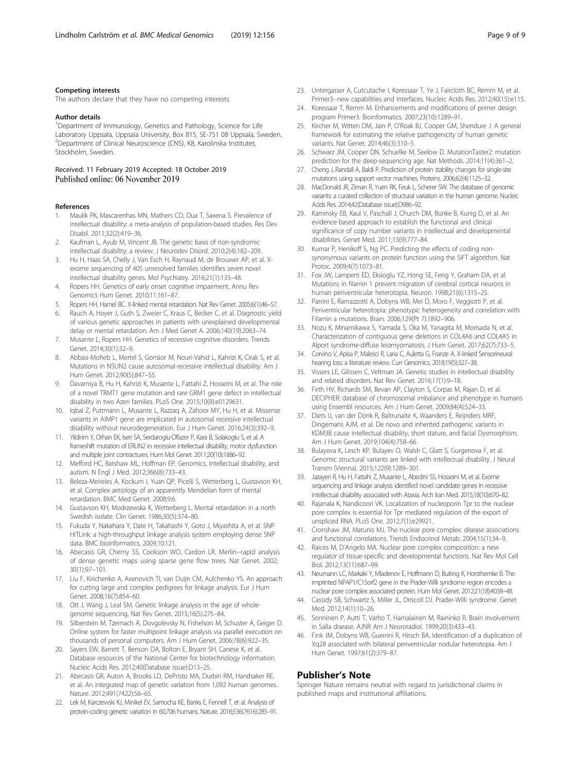### Competing interests

The authors declare that they have no competing interests.

### Author details

[1]Department of Immunology, Genetics and Pathology, Science for Life Laboratory Uppsala, Uppsala University, Box 815, SE-751 08 Uppsala, Sweden. [2]Department of Clinical Neuroscience (CNS), K8, Karolinska Institutet, Stockholm, Sweden.

Received: 11 February 2019 Accepted: 18 October 2019
Published online: 06 November 2019

### References

1. Maulik PK, Mascarenhas MN, Mathers CD, Dua T, Saxena S. Prevalence of intellectual disability: a meta-analysis of population-based studies. Res Dev Disabil. 2011;32(2):419–36.
2. Kaufman L, Ayub M, Vincent JB. The genetic basis of non-syndromic intellectual disability: a review. J Neurodev Disord. 2010;2(4):182–209.
3. Hu H, Haas SA, Chelly J, Van Esch H, Raynaud M, de Brouwer AP, et al. X-exome sequencing of 405 unresolved families identifies seven novel intellectual disability genes. Mol Psychiatry. 2016;21(1):133–48.
4. Ropers HH. Genetics of early onset cognitive impairment. Annu Rev Genomics Hum Genet. 2010;11:161–87.
5. Ropers HH, Hamel BC. X-linked mental retardation. Nat Rev Genet. 2005;6(1):46–57.
6. Rauch A, Hoyer J, Guth S, Zweier C, Kraus C, Becker C, et al. Diagnostic yield of various genetic approaches in patients with unexplained developmental delay or mental retardation. Am J Med Genet A. 2006;140(19):2063–74.
7. Musante L, Ropers HH. Genetics of recessive cognitive disorders. Trends Genet. 2014;30(1):32–9.
8. Abbasi-Moheb L, Mertel S, Gonsior M, Nouri-Vahid L, Kahrizi K, Cirak S, et al. Mutations in NSUN2 cause autosomal-recessive intellectual disability. Am J Hum Genet. 2012;90(5):847–55.
9. Davarniya B, Hu H, Kahrizi K, Musante L, Fattahi Z, Hosseini M, et al. The role of a novel TRMT1 gene mutation and rare GRM1 gene defect in intellectual disability in two Azeri families. PLoS One. 2015;10(8):e0129631.
10. Iqbal Z, Puttmann L, Musante L, Razzaq A, Zahoor MY, Hu H, et al. Missense variants in AIMP1 gene are implicated in autosomal recessive intellectual disability without neurodegeneration. Eur J Hum Genet. 2016;24(3):392–9.
11. Yildirim Y, Orhan EK, Iseri SA, Serdaroglu-Oflazer P, Kara B, Solakoglu S, et al. A frameshift mutation of ERLIN2 in recessive intellectual disability, motor dysfunction and multiple joint contractures. Hum Mol Genet. 2011;20(10):1886–92.
12. Mefford HC, Batshaw ML, Hoffman EP. Genomics, intellectual disability, and autism. N Engl J Med. 2012;366(8):733–43.
13. Beleza-Meireles A, Kockum I, Yuan QP, Picelli S, Wetterberg L, Gustavson KH, et al. Complex aetiology of an apparently Mendelian form of mental retardation. BMC Med Genet. 2008;9:6.
14. Gustavson KH, Modrzewska K, Wetterberg L. Mental retardation in a north Swedish isolate. Clin Genet. 1986;30(5):374–80.
15. Fukuda Y, Nakahara Y, Date H, Takahashi Y, Goto J, Miyashita A, et al. SNP HiTLink: a high-throughput linkage analysis system employing dense SNP data. BMC bioinformatics. 2009;10:121.
16. Abecasis GR, Cherny SS, Cookson WO, Cardon LR. Merlin--rapid analysis of dense genetic maps using sparse gene flow trees. Nat Genet. 2002; 30(1):97–101.
17. Liu F, Kirichenko A, Axenovich TI, van Duijn CM, Aulchenko YS. An approach for cutting large and complex pedigrees for linkage analysis. Eur J Hum Genet. 2008;16(7):854–60.
18. Ott J, Wang J, Leal SM. Genetic linkage analysis in the age of whole-genome sequencing. Nat Rev Genet. 2015;16(5):275–84.
19. Silberstein M, Tzemach A, Dovgolevsky N, Fishelson M, Schuster A, Geiger D. Online system for faster multipoint linkage analysis via parallel execution on thousands of personal computers. Am J Hum Genet. 2006;78(6):922–35.
20. Sayers EW, Barrett T, Benson DA, Bolton E, Bryant SH, Canese K, et al. Database resources of the National Center for biotechnology information. Nucleic Acids Res. 2012;40(Database issue):D13–25.
21. Abecasis GR, Auton A, Brooks LD, DePristo MA, Durbin RM, Handsaker RE, et al. An integrated map of genetic variation from 1,092 human genomes. Nature. 2012;491(7422):56–65.
22. Lek M, Karczewski KJ, Minikel EV, Samocha KE, Banks E, Fennell T, et al. Analysis of protein-coding genetic variation in 60,706 humans. Nature. 2016;536(7616):285–91.
23. Untergasser A, Cutcutache I, Koressaar T, Ye J, Faircloth BC, Remm M, et al. Primer3--new capabilities and interfaces. Nucleic Acids Res. 2012;40(15):e115.
24. Koressaar T, Remm M. Enhancements and modifications of primer design program Primer3. Bioinformatics. 2007;23(10):1289–91.
25. Kircher M, Witten DM, Jain P, O'Roak BJ, Cooper GM, Shendure J. A general framework for estimating the relative pathogenicity of human genetic variants. Nat Genet. 2014;46(3):310–5.
26. Schwarz JM, Cooper DN, Schuelke M, Seelow D. MutationTaster2: mutation prediction for the deep-sequencing age. Nat Methods. 2014;11(4):361–2.
27. Cheng J, Randall A, Baldi P. Prediction of protein stability changes for single-site mutations using support vector machines. Proteins. 2006;62(4):1125–32.
28. MacDonald JR, Ziman R, Yuen RK, Feuk L, Scherer SW. The database of genomic variants: a curated collection of structural variation in the human genome. Nucleic Acids Res. 2014;42(Database issue):D986–92.
29. Kaminsky EB, Kaul V, Paschall J, Church DM, Bunke B, Kunig D, et al. An evidence-based approach to establish the functional and clinical significance of copy number variants in intellectual and developmental disabilities. Genet Med. 2011;13(9):777–84.
30. Kumar P, Henikoff S, Ng PC. Predicting the effects of coding non-synonymous variants on protein function using the SIFT algorithm. Nat Protoc. 2009;4(7):1073–81.
31. Fox JW, Lamperti ED, Eksioglu YZ, Hong SE, Feng Y, Graham DA, et al. Mutations in filamin 1 prevent migration of cerebral cortical neurons in human periventricular heterotopia. Neuron. 1998;21(6):1315–25.
32. Parrini E, Ramazzotti A, Dobyns WB, Mei D, Moro F, Veggiotti P, et al. Periventricular heterotopia: phenotypic heterogeneity and correlation with Filamin a mutations. Brain. 2006;129(Pt 7):1892–906.
33. Nozu K, Minamikawa S, Yamada S, Oka M, Yanagita M, Morisada N, et al. Characterization of contiguous gene deletions in COL4A6 and COL4A5 in Alport syndrome-diffuse leiomyomatosis. J Hum Genet. 2017;62(7):733–5.
34. Corvino V, Apisa P, Malesci R, Laria C, Auletta G, Franze A. X-linked Sensorineural hearing loss: a literature review. Curr Genomics. 2018;19(5):327–38.
35. Vissers LE, Gilissen C, Veltman JA. Genetic studies in intellectual disability and related disorders. Nat Rev Genet. 2016;17(1):9–18.
36. Firth HV, Richards SM, Bevan AP, Clayton S, Corpas M, Rajan D, et al. DECIPHER: database of chromosomal imbalance and phenotype in humans using Ensembl resources. Am J Hum Genet. 2009;84(4):524–33.
37. Diets IJ, van der Donk R, Baltrunaite K, Waanders E, Reijnders MRF, Dingemans AJM, et al. De novo and inherited pathogenic variants in KDM3B cause intellectual disability, short stature, and facial Dysmorphism. Am J Hum Genet. 2019;104(4):758–66.
38. Bulayeva K, Lesch KP, Bulayev O, Walsh C, Glatt S, Gurgenova F, et al. Genomic structural variants are linked with intellectual disability. J Neural Transm (Vienna). 2015;122(9):1289–301.
39. Jazayeri R, Hu H, Fattahi Z, Musante L, Abedini SS, Hosseini M, et al. Exome sequencing and linkage analysis identified novel candidate genes in recessive intellectual disability associated with Ataxia. Arch Iran Med. 2015;18(10):670–82.
40. Rajanala K, Nandicoori VK. Localization of nucleoporin Tpr to the nuclear pore complex is essential for Tpr mediated regulation of the export of unspliced RNA. PLoS One. 2012;7(1):e29921.
41. Cronshaw JM, Matunis MJ. The nuclear pore complex: disease associations and functional correlations. Trends Endocrinol Metab. 2004;15(1):34–9.
42. Raices M, D'Angelo MA. Nuclear pore complex composition: a new regulator of tissue-specific and developmental functions. Nat Rev Mol Cell Biol. 2012;13(11):687–99.
43. Neumann LC, Markaki Y, Mladenov E, Hoffmann D, Buiting K, Horsthemke B. The imprinted NPAP1/C15orf2 gene in the Prader-Willi syndrome region encodes a nuclear pore complex associated protein. Hum Mol Genet. 2012;21(18):4038–48.
44. Cassidy SB, Schwartz S, Miller JL, Driscoll DJ. Prader-Willi syndrome. Genet Med. 2012;14(1):10–26.
45. Sonninen P, Autti T, Varho T, Hamalainen M, Raininko R. Brain involvement in Salla disease. AJNR Am J Neuroradiol. 1999;20(3):433–43.
46. Fink JM, Dobyns WB, Guerrini R, Hirsch BA. Identification of a duplication of Xq28 associated with bilateral periventricular nodular heterotopia. Am J Hum Genet. 1997;61(2):379–87.

## Publisher's Note

Springer Nature remains neutral with regard to jurisdictional claims in published maps and institutional affiliations.